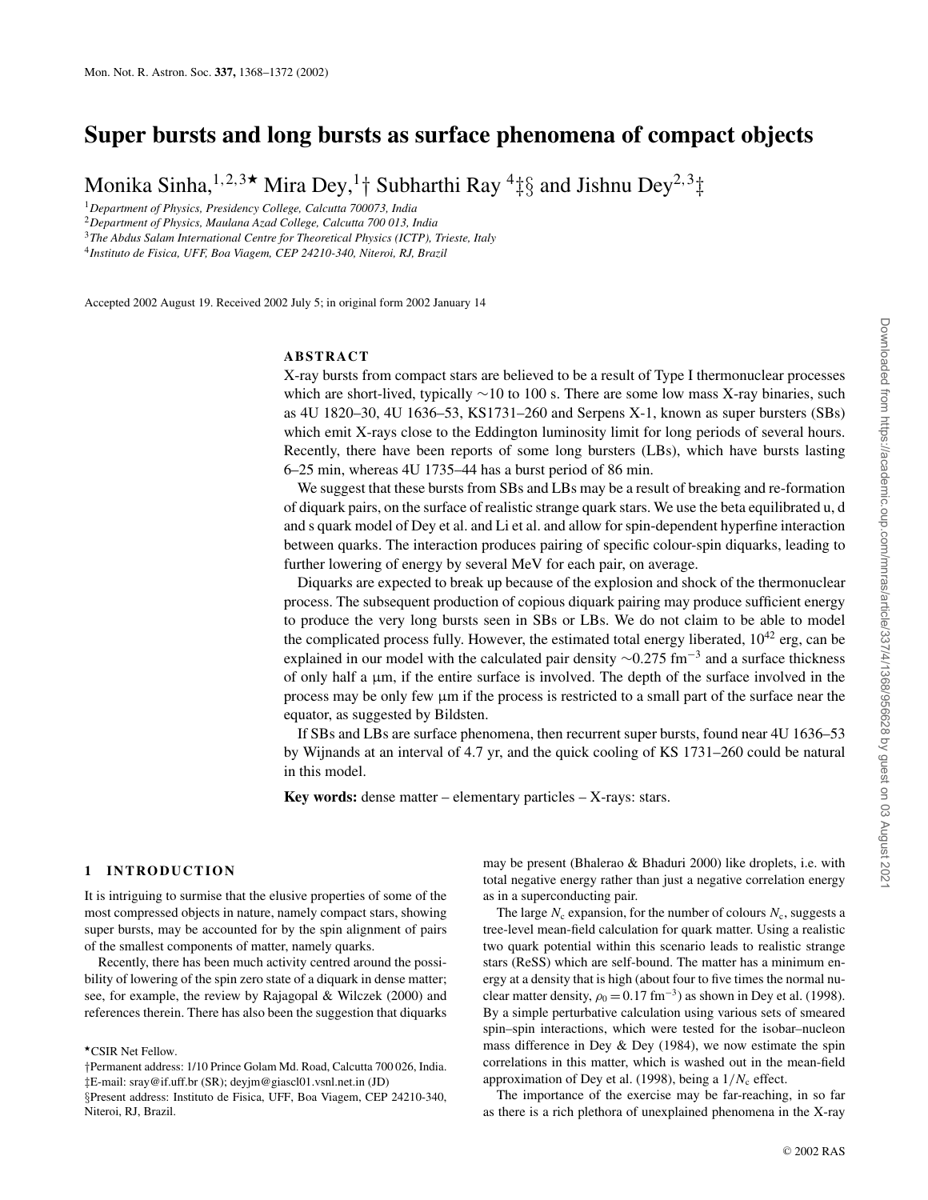# Super bursts and long bursts as surface phenomena of compact objects

Monika Sinha,[1,2,3★] Mira Dey,[1†] Subharthi Ray [4‡§] and Jishnu Dey[2,3‡]

[1]Department of Physics, Presidency College, Calcutta 700073, India

[2]Department of Physics, Maulana Azad College, Calcutta 700 013, India

[3]The Abdus Salam International Centre for Theoretical Physics (ICTP), Trieste, Italy

[4]Instituto de Fisica, UFF, Boa Viagem, CEP 24210-340, Niteroi, RJ, Brazil

Accepted 2002 August 19. Received 2002 July 5; in original form 2002 January 14

## ABSTRACT

X-ray bursts from compact stars are believed to be a result of Type I thermonuclear processes which are short-lived, typically ∼10 to 100 s. There are some low mass X-ray binaries, such as 4U 1820–30, 4U 1636–53, KS1731–260 and Serpens X-1, known as super bursters (SBs) which emit X-rays close to the Eddington luminosity limit for long periods of several hours. Recently, there have been reports of some long bursters (LBs), which have bursts lasting 6–25 min, whereas 4U 1735–44 has a burst period of 86 min.

We suggest that these bursts from SBs and LBs may be a result of breaking and re-formation of diquark pairs, on the surface of realistic strange quark stars. We use the beta equilibrated u, d and s quark model of Dey et al. and Li et al. and allow for spin-dependent hyperfine interaction between quarks. The interaction produces pairing of specific colour-spin diquarks, leading to further lowering of energy by several MeV for each pair, on average.

Diquarks are expected to break up because of the explosion and shock of the thermonuclear process. The subsequent production of copious diquark pairing may produce sufficient energy to produce the very long bursts seen in SBs or LBs. We do not claim to be able to model the complicated process fully. However, the estimated total energy liberated, $10^{42}$ erg, can be explained in our model with the calculated pair density $\sim 0.275$ fm$^{-3}$ and a surface thickness of only half a μm, if the entire surface is involved. The depth of the surface involved in the process may be only few μm if the process is restricted to a small part of the surface near the equator, as suggested by Bildsten.

If SBs and LBs are surface phenomena, then recurrent super bursts, found near 4U 1636–53 by Wijnands at an interval of 4.7 yr, and the quick cooling of KS 1731–260 could be natural in this model.

**Key words:** dense matter – elementary particles – X-rays: stars.

## 1 INTRODUCTION

It is intriguing to surmise that the elusive properties of some of the most compressed objects in nature, namely compact stars, showing super bursts, may be accounted for by the spin alignment of pairs of the smallest components of matter, namely quarks.

Recently, there has been much activity centred around the possibility of lowering of the spin zero state of a diquark in dense matter; see, for example, the review by Rajagopal & Wilczek (2000) and references therein. There has also been the suggestion that diquarks may be present (Bhalerao & Bhaduri 2000) like droplets, i.e. with total negative energy rather than just a negative correlation energy as in a superconducting pair.

The large $N_c$ expansion, for the number of colours $N_c$, suggests a tree-level mean-field calculation for quark matter. Using a realistic two quark potential within this scenario leads to realistic strange stars (ReSS) which are self-bound. The matter has a minimum energy at a density that is high (about four to five times the normal nuclear matter density, $\rho_0 = 0.17$ fm$^{-3}$) as shown in Dey et al. (1998). By a simple perturbative calculation using various sets of smeared spin–spin interactions, which were tested for the isobar–nucleon mass difference in Dey & Dey (1984), we now estimate the spin correlations in this matter, which is washed out in the mean-field approximation of Dey et al. (1998), being a $1/N_c$ effect.

The importance of the exercise may be far-reaching, in so far as there is a rich plethora of unexplained phenomena in the X-ray

★CSIR Net Fellow.

†Permanent address: 1/10 Prince Golam Md. Road, Calcutta 700 026, India.

‡E-mail: sray@if.uff.br (SR); deyjm@giascl01.vsnl.net.in (JD)

§Present address: Instituto de Fisica, UFF, Boa Viagem, CEP 24210-340, Niteroi, RJ, Brazil.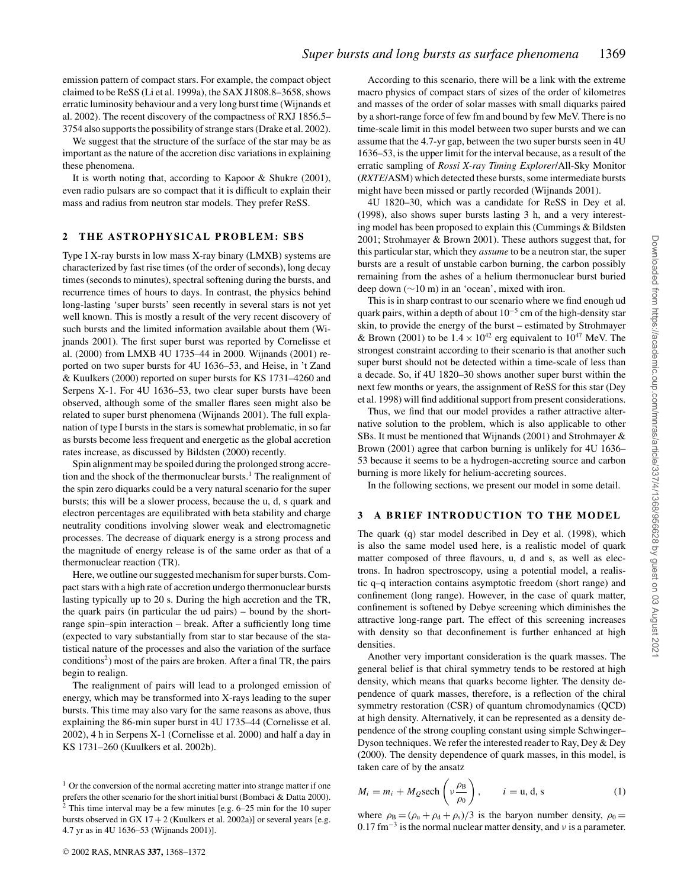emission pattern of compact stars. For example, the compact object claimed to be ReSS (Li et al. 1999a), the SAX J1808.8–3658, shows erratic luminosity behaviour and a very long burst time (Wijnands et al. 2002). The recent discovery of the compactness of RXJ 1856.5–3754 also supports the possibility of strange stars (Drake et al. 2002).

We suggest that the structure of the surface of the star may be as important as the nature of the accretion disc variations in explaining these phenomena.

It is worth noting that, according to Kapoor & Shukre (2001), even radio pulsars are so compact that it is difficult to explain their mass and radius from neutron star models. They prefer ReSS.

## 2 THE ASTROPHYSICAL PROBLEM: SBS

Type I X-ray bursts in low mass X-ray binary (LMXB) systems are characterized by fast rise times (of the order of seconds), long decay times (seconds to minutes), spectral softening during the bursts, and recurrence times of hours to days. In contrast, the physics behind long-lasting 'super bursts' seen recently in several stars is not yet well known. This is mostly a result of the very recent discovery of such bursts and the limited information available about them (Wijnands 2001). The first super burst was reported by Cornelisse et al. (2000) from LMXB 4U 1735–44 in 2000. Wijnands (2001) reported on two super bursts for 4U 1636–53, and Heise, in 't Zand & Kuulkers (2000) reported on super bursts for KS 1731–4260 and Serpens X-1. For 4U 1636–53, two clear super bursts have been observed, although some of the smaller flares seen might also be related to super burst phenomena (Wijnands 2001). The full explanation of type I bursts in the stars is somewhat problematic, in so far as bursts become less frequent and energetic as the global accretion rates increase, as discussed by Bildsten (2000) recently.

Spin alignment may be spoiled during the prolonged strong accretion and the shock of the thermonuclear bursts.[1] The realignment of the spin zero diquarks could be a very natural scenario for the super bursts; this will be a slower process, because the u, d, s quark and electron percentages are equilibrated with beta stability and charge neutrality conditions involving slower weak and electromagnetic processes. The decrease of diquark energy is a strong process and the magnitude of energy release is of the same order as that of a thermonuclear reaction (TR).

Here, we outline our suggested mechanism for super bursts. Compact stars with a high rate of accretion undergo thermonuclear bursts lasting typically up to 20 s. During the high accretion and the TR, the quark pairs (in particular the ud pairs) – bound by the short-range spin–spin interaction – break. After a sufficiently long time (expected to vary substantially from star to star because of the statistical nature of the processes and also the variation of the surface conditions[2]) most of the pairs are broken. After a final TR, the pairs begin to realign.

The realignment of pairs will lead to a prolonged emission of energy, which may be transformed into X-rays leading to the super bursts. This time may also vary for the same reasons as above, thus explaining the 86-min super burst in 4U 1735–44 (Cornelisse et al. 2002), 4 h in Serpens X-1 (Cornelisse et al. 2000) and half a day in KS 1731–260 (Kuulkers et al. 2002b).

According to this scenario, there will be a link with the extreme macro physics of compact stars of sizes of the order of kilometres and masses of the order of solar masses with small diquarks paired by a short-range force of few fm and bound by few MeV. There is no time-scale limit in this model between two super bursts and we can assume that the 4.7-yr gap, between the two super bursts seen in 4U 1636–53, is the upper limit for the interval because, as a result of the erratic sampling of *Rossi X-ray Timing Explorer*/All-Sky Monitor (*RXTE*/ASM) which detected these bursts, some intermediate bursts might have been missed or partly recorded (Wijnands 2001).

4U 1820–30, which was a candidate for ReSS in Dey et al. (1998), also shows super bursts lasting 3 h, and a very interesting model has been proposed to explain this (Cummings & Bildsten 2001; Strohmayer & Brown 2001). These authors suggest that, for this particular star, which they *assume* to be a neutron star, the super bursts are a result of unstable carbon burning, the carbon possibly remaining from the ashes of a helium thermonuclear burst buried deep down (∼10 m) in an 'ocean', mixed with iron.

This is in sharp contrast to our scenario where we find enough ud quark pairs, within a depth of about $10^{-5}$ cm of the high-density star skin, to provide the energy of the burst – estimated by Strohmayer & Brown (2001) to be $1.4 \times 10^{42}$ erg equivalent to $10^{47}$ MeV. The strongest constraint according to their scenario is that another such super burst should not be detected within a time-scale of less than a decade. So, if 4U 1820–30 shows another super burst within the next few months or years, the assignment of ReSS for this star (Dey et al. 1998) will find additional support from present considerations.

Thus, we find that our model provides a rather attractive alternative solution to the problem, which is also applicable to other SBs. It must be mentioned that Wijnands (2001) and Strohmayer & Brown (2001) agree that carbon burning is unlikely for 4U 1636–53 because it seems to be a hydrogen-accreting source and carbon burning is more likely for helium-accreting sources.

In the following sections, we present our model in some detail.

## 3 A BRIEF INTRODUCTION TO THE MODEL

The quark (q) star model described in Dey et al. (1998), which is also the same model used here, is a realistic model of quark matter composed of three flavours, u, d and s, as well as electrons. In hadron spectroscopy, using a potential model, a realistic q–q interaction contains asymptotic freedom (short range) and confinement (long range). However, in the case of quark matter, confinement is softened by Debye screening which diminishes the attractive long-range part. The effect of this screening increases with density so that deconfinement is further enhanced at high densities.

Another very important consideration is the quark masses. The general belief is that chiral symmetry tends to be restored at high density, which means that quarks become lighter. The density dependence of quark masses, therefore, is a reflection of the chiral symmetry restoration (CSR) of quantum chromodynamics (QCD) at high density. Alternatively, it can be represented as a density dependence of the strong coupling constant using simple Schwinger–Dyson techniques. We refer the interested reader to Ray, Dey & Dey (2000). The density dependence of quark masses, in this model, is taken care of by the ansatz

$$M_i = m_i + M_Q \operatorname{sech}\left(\nu \frac{\rho_B}{\rho_0}\right), \qquad i = \mathrm{u, d, s} \tag{1}$$

where $\rho_B = (\rho_u + \rho_d + \rho_s)/3$ is the baryon number density, $\rho_0 = 0.17\ \mathrm{fm}^{-3}$ is the normal nuclear matter density, and $\nu$ is a parameter.

---

[1] Or the conversion of the normal accreting matter into strange matter if one prefers the other scenario for the short initial burst (Bombaci & Datta 2000).

[2] This time interval may be a few minutes [e.g. 6–25 min for the 10 super bursts observed in GX 17 + 2 (Kuulkers et al. 2002a)] or several years [e.g. 4.7 yr as in 4U 1636–53 (Wijnands 2001)].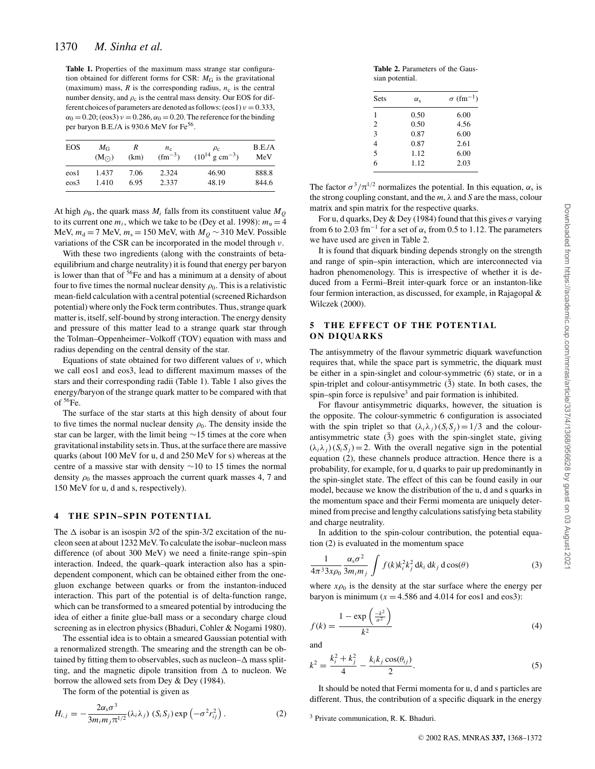**Table 1.** Properties of the maximum mass strange star configuration obtained for different forms for CSR: $M_G$ is the gravitational (maximum) mass, $R$ is the corresponding radius, $n_c$ is the central number density, and $\rho_c$ is the central mass density. Our EOS for different choices of parameters are denoted as follows: (eos1) $\nu = 0.333$, $\alpha_0 = 0.20$; (eos3) $\nu = 0.286$, $\alpha_0 = 0.20$. The reference for the binding per baryon B.E./A is 930.6 MeV for $Fe^{56}$.

| EOS | $M_G$ ($M_{\odot}$) | $R$ (km) | $n_c$ ($fm^{-3}$) | $\rho_c$ ($10^{14}$ g cm$^{-3}$) | B.E./A MeV |
|---|---|---|---|---|---|
| eos1 | 1.437 | 7.06 | 2.324 | 46.90 | 888.8 |
| eos3 | 1.410 | 6.95 | 2.337 | 48.19 | 844.6 |

At high $\rho_B$, the quark mass $M_i$ falls from its constituent value $M_Q$ to its current one $m_i$, which we take to be (Dey et al. 1998): $m_u = 4$ MeV, $m_d = 7$ MeV, $m_s = 150$ MeV, with $M_Q \sim 310$ MeV. Possible variations of the CSR can be incorporated in the model through $\nu$.

With these two ingredients (along with the constraints of beta-equilibrium and charge neutrality) it is found that energy per baryon is lower than that of $^{56}$Fe and has a minimum at a density of about four to five times the normal nuclear density $\rho_0$. This is a relativistic mean-field calculation with a central potential (screened Richardson potential) where only the Fock term contributes. Thus, strange quark matter is, itself, self-bound by strong interaction. The energy density and pressure of this matter lead to a strange quark star through the Tolman–Oppenheimer–Volkoff (TOV) equation with mass and radius depending on the central density of the star.

Equations of state obtained for two different values of $\nu$, which we call eos1 and eos3, lead to different maximum masses of the stars and their corresponding radii (Table 1). Table 1 also gives the energy/baryon of the strange quark matter to be compared with that of $^{56}$Fe.

The surface of the star starts at this high density of about four to five times the normal nuclear density $\rho_0$. The density inside the star can be larger, with the limit being $\sim$15 times at the core when gravitational instability sets in. Thus, at the surface there are massive quarks (about 100 MeV for u, d and 250 MeV for s) whereas at the centre of a massive star with density $\sim$10 to 15 times the normal density $\rho_0$ the masses approach the current quark masses 4, 7 and 150 MeV for u, d and s, respectively).

## 4 THE SPIN–SPIN POTENTIAL

The $\Delta$ isobar is an isospin 3/2 of the spin-3/2 excitation of the nucleon seen at about 1232 MeV. To calculate the isobar–nucleon mass difference (of about 300 MeV) we need a finite-range spin–spin interaction. Indeed, the quark–quark interaction also has a spin-dependent component, which can be obtained either from the one-gluon exchange between quarks or from the instanton-induced interaction. This part of the potential is of delta-function range, which can be transformed to a smeared potential by introducing the idea of either a finite glue-ball mass or a secondary charge cloud screening as in electron physics (Bhaduri, Cohler & Nogami 1980).

The essential idea is to obtain a smeared Gaussian potential with a renormalized strength. The smearing and the strength can be obtained by fitting them to observables, such as nucleon–$\Delta$ mass splitting, and the magnetic dipole transition from $\Delta$ to nucleon. We borrow the allowed sets from Dey & Dey (1984).

The form of the potential is given as

$$H_{i,j} = -\frac{2\alpha_s\sigma^3}{3m_i m_j \pi^{1/2}}(\lambda_i\lambda_j)\,(S_i S_j)\exp\left(-\sigma^2 r_{ij}^2\right). \tag{2}$$

**Table 2.** Parameters of the Gaussian potential.

| Sets | $\alpha_s$ | $\sigma$ ($fm^{-1}$) |
|---|---|---|
| 1 | 0.50 | 6.00 |
| 2 | 0.50 | 4.56 |
| 3 | 0.87 | 6.00 |
| 4 | 0.87 | 2.61 |
| 5 | 1.12 | 6.00 |
| 6 | 1.12 | 2.03 |

The factor $\sigma^3/\pi^{1/2}$ normalizes the potential. In this equation, $\alpha_s$ is the strong coupling constant, and the $m$, $\lambda$ and $S$ are the mass, colour matrix and spin matrix for the respective quarks.

For u, d quarks, Dey & Dey (1984) found that this gives $\sigma$ varying from 6 to 2.03 $fm^{-1}$ for a set of $\alpha_s$ from 0.5 to 1.12. The parameters we have used are given in Table 2.

It is found that diquark binding depends strongly on the strength and range of spin–spin interaction, which are interconnected via hadron phenomenology. This is irrespective of whether it is deduced from a Fermi–Breit inter-quark force or an instanton-like four fermion interaction, as discussed, for example, in Rajagopal & Wilczek (2000).

## 5 THE EFFECT OF THE POTENTIAL ON DIQUARKS

The antisymmetry of the flavour symmetric diquark wavefunction requires that, while the space part is symmetric, the diquark must be either in a spin-singlet and colour-symmetric (6) state, or in a spin-triplet and colour-antisymmetric ($\bar{3}$) state. In both cases, the spin–spin force is repulsive[3] and pair formation is inhibited.

For flavour antisymmetric diquarks, however, the situation is the opposite. The colour-symmetric 6 configuration is associated with the spin triplet so that $(\lambda_i\lambda_j)(S_i S_j) = 1/3$ and the colour-antisymmetric state ($\bar{3}$) goes with the spin-singlet state, giving $(\lambda_i\lambda_j)(S_i S_j) = 2$. With the overall negative sign in the potential equation (2), these channels produce attraction. Hence there is a probability, for example, for u, d quarks to pair up predominantly in the spin-singlet state. The effect of this can be found easily in our model, because we know the distribution of the u, d and s quarks in the momentum space and their Fermi momenta are uniquely determined from precise and lengthy calculations satisfying beta stability and charge neutrality.

In addition to the spin-colour contribution, the potential equation (2) is evaluated in the momentum space

$$\frac{1}{4\pi^3 3x\rho_0}\frac{\alpha_s\sigma^2}{3m_i m_j}\int f(k)k_i^2 k_j^2\,\mathrm{d}k_i\,\mathrm{d}k_j\,\mathrm{d}\cos(\theta) \tag{3}$$

where $x\rho_0$ is the density at the star surface where the energy per baryon is minimum ($x = 4.586$ and 4.014 for eos1 and eos3):

$$f(k) = \frac{1 - \exp\left(\frac{-k^2}{\sigma^2}\right)}{k^2} \tag{4}$$

and

$$k^2 = \frac{k_i^2 + k_j^2}{4} - \frac{k_i k_j \cos(\theta_{ij})}{2}. \tag{5}$$

It should be noted that Fermi momenta for u, d and s particles are different. Thus, the contribution of a specific diquark in the energy

[3] Private communication, R. K. Bhaduri.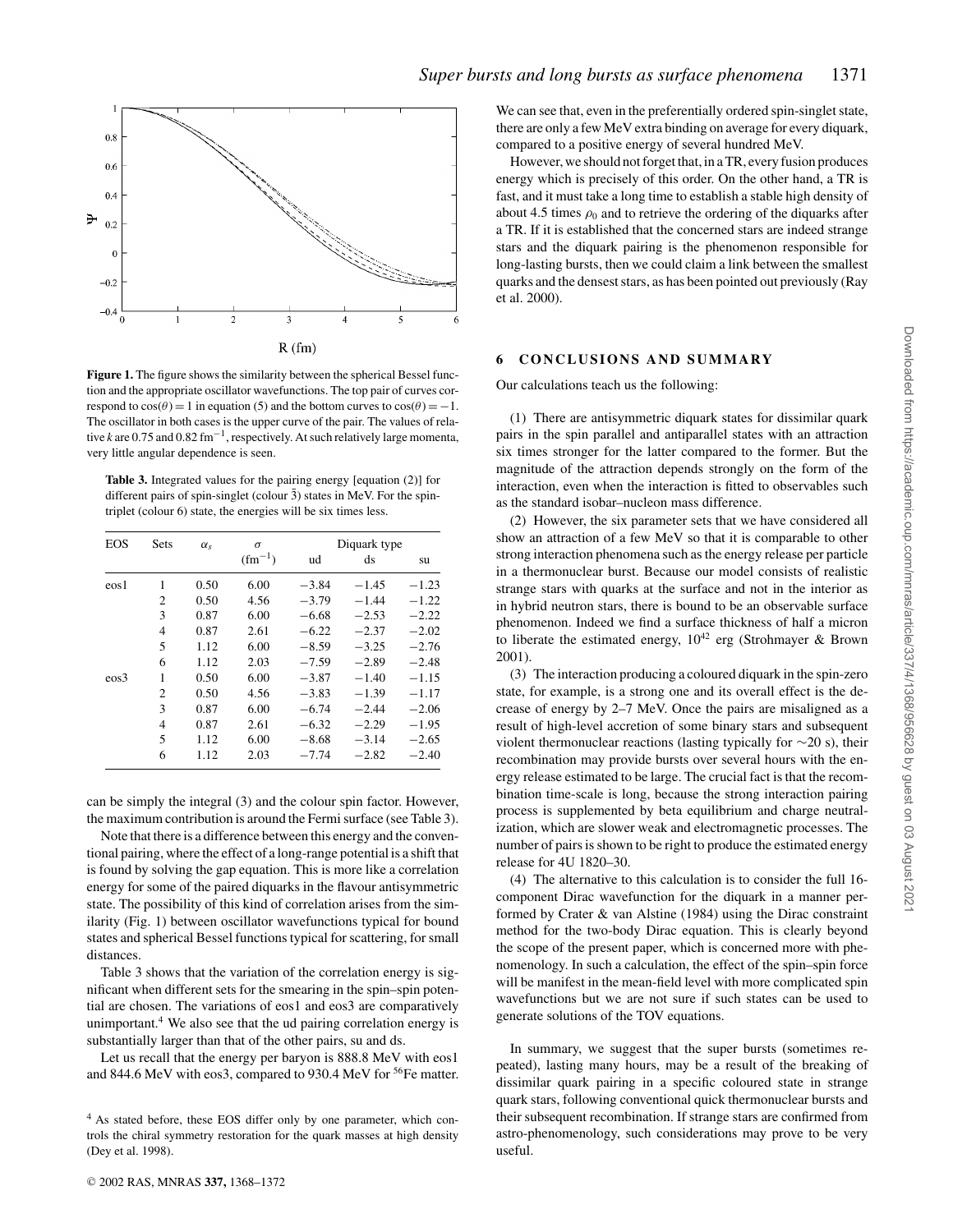**Figure 1.** The figure shows the similarity between the spherical Bessel function and the appropriate oscillator wavefunctions. The top pair of curves correspond to $\cos(\theta) = 1$ in equation (5) and the bottom curves to $\cos(\theta) = -1$. The oscillator in both cases is the upper curve of the pair. The values of relative $k$ are 0.75 and 0.82 $\mathrm{fm}^{-1}$, respectively. At such relatively large momenta, very little angular dependence is seen.

**Table 3.** Integrated values for the pairing energy [equation (2)] for different pairs of spin-singlet (colour $\bar{3}$) states in MeV. For the spin-triplet (colour 6) state, the energies will be six times less.

| EOS | Sets | $\alpha_s$ | $\sigma$ $(\mathrm{fm}^{-1})$ | Diquark type ud | ds | su |
|---|---|---|---|---|---|---|
| eos1 | 1 | 0.50 | 6.00 | −3.84 | −1.45 | −1.23 |
| | 2 | 0.50 | 4.56 | −3.79 | −1.44 | −1.22 |
| | 3 | 0.87 | 6.00 | −6.68 | −2.53 | −2.22 |
| | 4 | 0.87 | 2.61 | −6.22 | −2.37 | −2.02 |
| | 5 | 1.12 | 6.00 | −8.59 | −3.25 | −2.76 |
| | 6 | 1.12 | 2.03 | −7.59 | −2.89 | −2.48 |
| eos3 | 1 | 0.50 | 6.00 | −3.87 | −1.40 | −1.15 |
| | 2 | 0.50 | 4.56 | −3.83 | −1.39 | −1.17 |
| | 3 | 0.87 | 6.00 | −6.74 | −2.44 | −2.06 |
| | 4 | 0.87 | 2.61 | −6.32 | −2.29 | −1.95 |
| | 5 | 1.12 | 6.00 | −8.68 | −3.14 | −2.65 |
| | 6 | 1.12 | 2.03 | −7.74 | −2.82 | −2.40 |

can be simply the integral (3) and the colour spin factor. However, the maximum contribution is around the Fermi surface (see Table 3).

Note that there is a difference between this energy and the conventional pairing, where the effect of a long-range potential is a shift that is found by solving the gap equation. This is more like a correlation energy for some of the paired diquarks in the flavour antisymmetric state. The possibility of this kind of correlation arises from the similarity (Fig. 1) between oscillator wavefunctions typical for bound states and spherical Bessel functions typical for scattering, for small distances.

Table 3 shows that the variation of the correlation energy is significant when different sets for the smearing in the spin–spin potential are chosen. The variations of eos1 and eos3 are comparatively unimportant.[4] We also see that the ud pairing correlation energy is substantially larger than that of the other pairs, su and ds.

Let us recall that the energy per baryon is 888.8 MeV with eos1 and 844.6 MeV with eos3, compared to 930.4 MeV for $^{56}$Fe matter. We can see that, even in the preferentially ordered spin-singlet state, there are only a few MeV extra binding on average for every diquark, compared to a positive energy of several hundred MeV.

However, we should not forget that, in a TR, every fusion produces energy which is precisely of this order. On the other hand, a TR is fast, and it must take a long time to establish a stable high density of about 4.5 times $\rho_0$ and to retrieve the ordering of the diquarks after a TR. If it is established that the concerned stars are indeed strange stars and the diquark pairing is the phenomenon responsible for long-lasting bursts, then we could claim a link between the smallest quarks and the densest stars, as has been pointed out previously (Ray et al. 2000).

[4] As stated before, these EOS differ only by one parameter, which controls the chiral symmetry restoration for the quark masses at high density (Dey et al. 1998).

## 6 CONCLUSIONS AND SUMMARY

Our calculations teach us the following:

(1) There are antisymmetric diquark states for dissimilar quark pairs in the spin parallel and antiparallel states with an attraction six times stronger for the latter compared to the former. But the magnitude of the attraction depends strongly on the form of the interaction, even when the interaction is fitted to observables such as the standard isobar–nucleon mass difference.

(2) However, the six parameter sets that we have considered all show an attraction of a few MeV so that it is comparable to other strong interaction phenomena such as the energy release per particle in a thermonuclear burst. Because our model consists of realistic strange stars with quarks at the surface and not in the interior as in hybrid neutron stars, there is bound to be an observable surface phenomenon. Indeed we find a surface thickness of half a micron to liberate the estimated energy, $10^{42}$ erg (Strohmayer & Brown 2001).

(3) The interaction producing a coloured diquark in the spin-zero state, for example, is a strong one and its overall effect is the decrease of energy by 2–7 MeV. Once the pairs are misaligned as a result of high-level accretion of some binary stars and subsequent violent thermonuclear reactions (lasting typically for $\sim$20 s), their recombination may provide bursts over several hours with the energy release estimated to be large. The crucial fact is that the recombination time-scale is long, because the strong interaction pairing process is supplemented by beta equilibrium and charge neutralization, which are slower weak and electromagnetic processes. The number of pairs is shown to be right to produce the estimated energy release for 4U 1820–30.

(4) The alternative to this calculation is to consider the full 16-component Dirac wavefunction for the diquark in a manner performed by Crater & van Alstine (1984) using the Dirac constraint method for the two-body Dirac equation. This is clearly beyond the scope of the present paper, which is concerned more with phenomenology. In such a calculation, the effect of the spin–spin force will be manifest in the mean-field level with more complicated spin wavefunctions but we are not sure if such states can be used to generate solutions of the TOV equations.

In summary, we suggest that the super bursts (sometimes repeated), lasting many hours, may be a result of the breaking of dissimilar quark pairing in a specific coloured state in strange quark stars, following conventional quick thermonuclear bursts and their subsequent recombination. If strange stars are confirmed from astro-phenomenology, such considerations may prove to be very useful.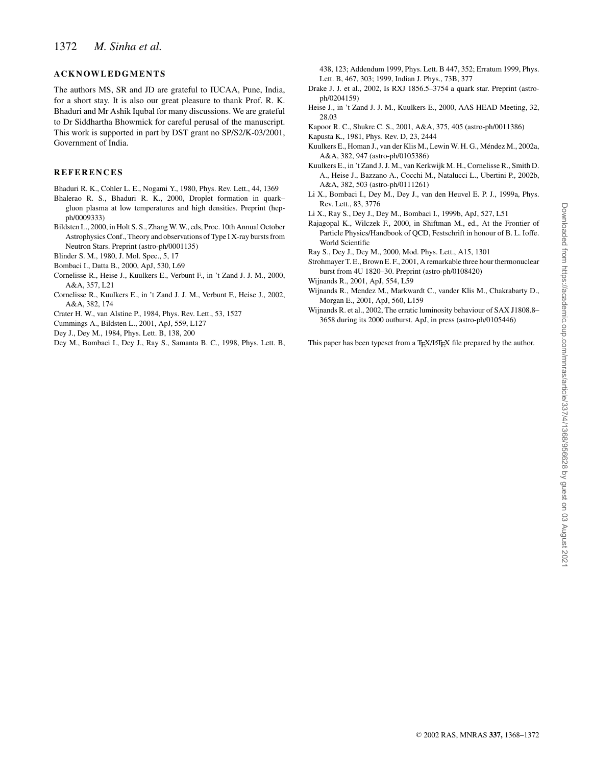## ACKNOWLEDGMENTS

The authors MS, SR and JD are grateful to IUCAA, Pune, India, for a short stay. It is also our great pleasure to thank Prof. R. K. Bhaduri and Mr Ashik Iqubal for many discussions. We are grateful to Dr Siddhartha Bhowmick for careful perusal of the manuscript. This work is supported in part by DST grant no SP/S2/K-03/2001, Government of India.

## REFERENCES

Bhaduri R. K., Cohler L. E., Nogami Y., 1980, Phys. Rev. Lett., 44, 1369

Bhalerao R. S., Bhaduri R. K., 2000, Droplet formation in quark–gluon plasma at low temperatures and high densities. Preprint (hep-ph/0009333)

Bildsten L., 2000, in Holt S. S., Zhang W. W., eds, Proc. 10th Annual October Astrophysics Conf., Theory and observations of Type I X-ray bursts from Neutron Stars. Preprint (astro-ph/0001135)

Blinder S. M., 1980, J. Mol. Spec., 5, 17

Bombaci I., Datta B., 2000, ApJ, 530, L69

Cornelisse R., Heise J., Kuulkers E., Verbunt F., in 't Zand J. J. M., 2000, A&A, 357, L21

Cornelisse R., Kuulkers E., in 't Zand J. J. M., Verbunt F., Heise J., 2002, A&A, 382, 174

Crater H. W., van Alstine P., 1984, Phys. Rev. Lett., 53, 1527

Cummings A., Bildsten L., 2001, ApJ, 559, L127

Dey J., Dey M., 1984, Phys. Lett. B, 138, 200

Dey M., Bombaci I., Dey J., Ray S., Samanta B. C., 1998, Phys. Lett. B, 438, 123; Addendum 1999, Phys. Lett. B 447, 352; Erratum 1999, Phys. Lett. B, 467, 303; 1999, Indian J. Phys., 73B, 377

Drake J. J. et al., 2002, Is RXJ 1856.5–3754 a quark star. Preprint (astro-ph/0204159)

Heise J., in 't Zand J. J. M., Kuulkers E., 2000, AAS HEAD Meeting, 32, 28.03

Kapoor R. C., Shukre C. S., 2001, A&A, 375, 405 (astro-ph/0011386)

Kapusta K., 1981, Phys. Rev. D, 23, 2444

Kuulkers E., Homan J., van der Klis M., Lewin W. H. G., Méndez M., 2002a, A&A, 382, 947 (astro-ph/0105386)

Kuulkers E., in 't Zand J. J. M., van Kerkwijk M. H., Cornelisse R., Smith D. A., Heise J., Bazzano A., Cocchi M., Natalucci L., Ubertini P., 2002b, A&A, 382, 503 (astro-ph/0111261)

Li X., Bombaci I., Dey M., Dey J., van den Heuvel E. P. J., 1999a, Phys. Rev. Lett., 83, 3776

Li X., Ray S., Dey J., Dey M., Bombaci I., 1999b, ApJ, 527, L51

Rajagopal K., Wilczek F., 2000, in Shiftman M., ed., At the Frontier of Particle Physics/Handbook of QCD, Festschrift in honour of B. L. Ioffe. World Scientific

Ray S., Dey J., Dey M., 2000, Mod. Phys. Lett., A15, 1301

Strohmayer T. E., Brown E. F., 2001, A remarkable three hour thermonuclear burst from 4U 1820–30. Preprint (astro-ph/0108420)

Wijnands R., 2001, ApJ, 554, L59

Wijnands R., Mendez M., Markwardt C., vander Klis M., Chakrabarty D., Morgan E., 2001, ApJ, 560, L159

Wijnands R. et al., 2002, The erratic luminosity behaviour of SAX J1808.8–3658 during its 2000 outburst. ApJ, in press (astro-ph/0105446)

This paper has been typeset from a TEX/LATEX file prepared by the author.